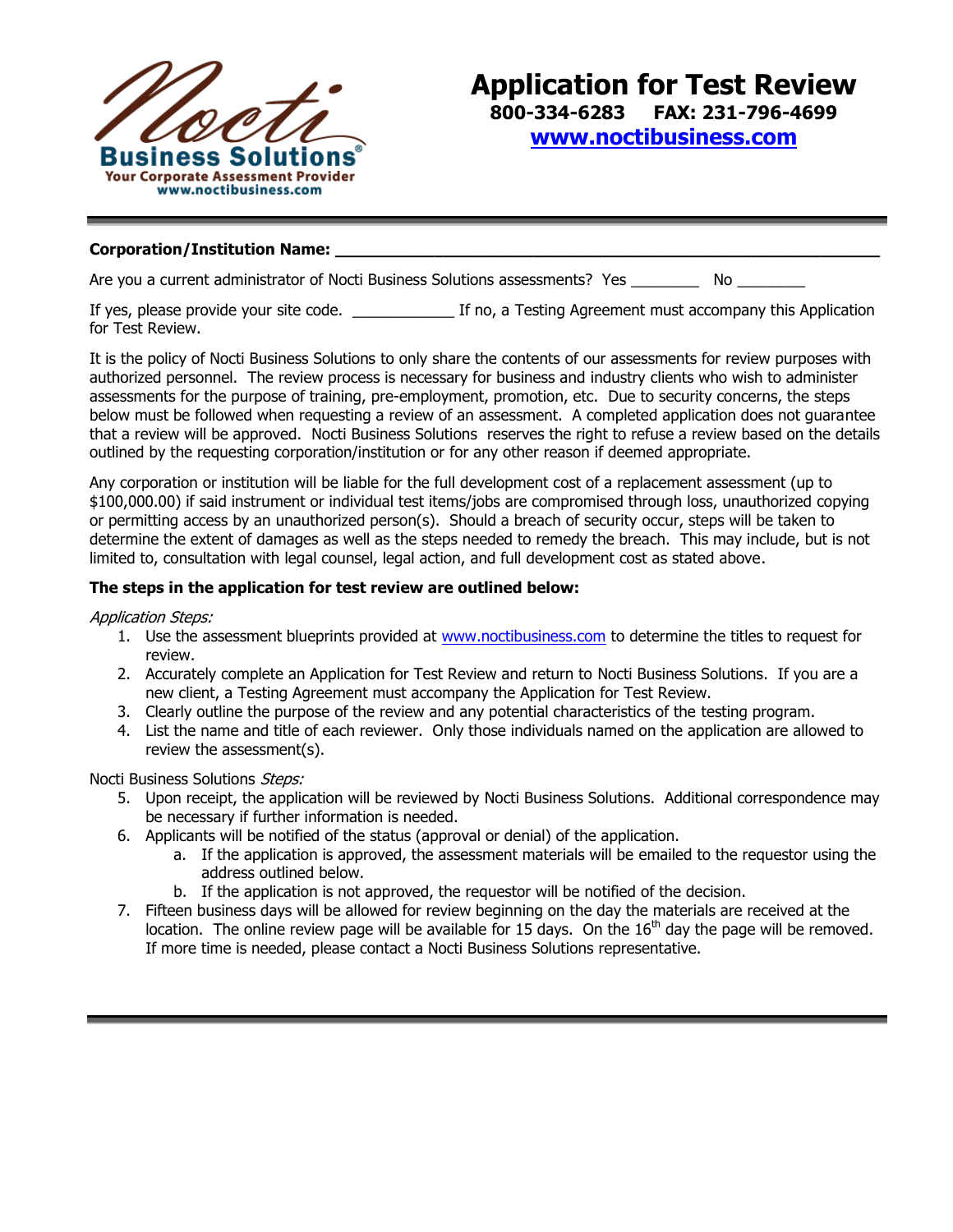Nocti Business Solutions®
Your Corporate Assessment Provider
www.noctibusiness.com

# Application for Test Review

**800-334-6283 FAX: 231-796-4699**

**www.noctibusiness.com**

**Corporation/Institution Name: ______________________________________________________________**

Are you a current administrator of Nocti Business Solutions assessments? Yes ________ No ________

If yes, please provide your site code. ____________ If no, a Testing Agreement must accompany this Application for Test Review.

It is the policy of Nocti Business Solutions to only share the contents of our assessments for review purposes with authorized personnel. The review process is necessary for business and industry clients who wish to administer assessments for the purpose of training, pre-employment, promotion, etc. Due to security concerns, the steps below must be followed when requesting a review of an assessment. A completed application does not guarantee that a review will be approved. Nocti Business Solutions reserves the right to refuse a review based on the details outlined by the requesting corporation/institution or for any other reason if deemed appropriate.

Any corporation or institution will be liable for the full development cost of a replacement assessment (up to $100,000.00) if said instrument or individual test items/jobs are compromised through loss, unauthorized copying or permitting access by an unauthorized person(s). Should a breach of security occur, steps will be taken to determine the extent of damages as well as the steps needed to remedy the breach. This may include, but is not limited to, consultation with legal counsel, legal action, and full development cost as stated above.

**The steps in the application for test review are outlined below:**

*Application Steps:*

1. Use the assessment blueprints provided at www.noctibusiness.com to determine the titles to request for review.
2. Accurately complete an Application for Test Review and return to Nocti Business Solutions. If you are a new client, a Testing Agreement must accompany the Application for Test Review.
3. Clearly outline the purpose of the review and any potential characteristics of the testing program.
4. List the name and title of each reviewer. Only those individuals named on the application are allowed to review the assessment(s).

Nocti Business Solutions *Steps:*

5. Upon receipt, the application will be reviewed by Nocti Business Solutions. Additional correspondence may be necessary if further information is needed.
6. Applicants will be notified of the status (approval or denial) of the application.
   a. If the application is approved, the assessment materials will be emailed to the requestor using the address outlined below.
   b. If the application is not approved, the requestor will be notified of the decision.
7. Fifteen business days will be allowed for review beginning on the day the materials are received at the location. The online review page will be available for 15 days. On the 16th day the page will be removed. If more time is needed, please contact a Nocti Business Solutions representative.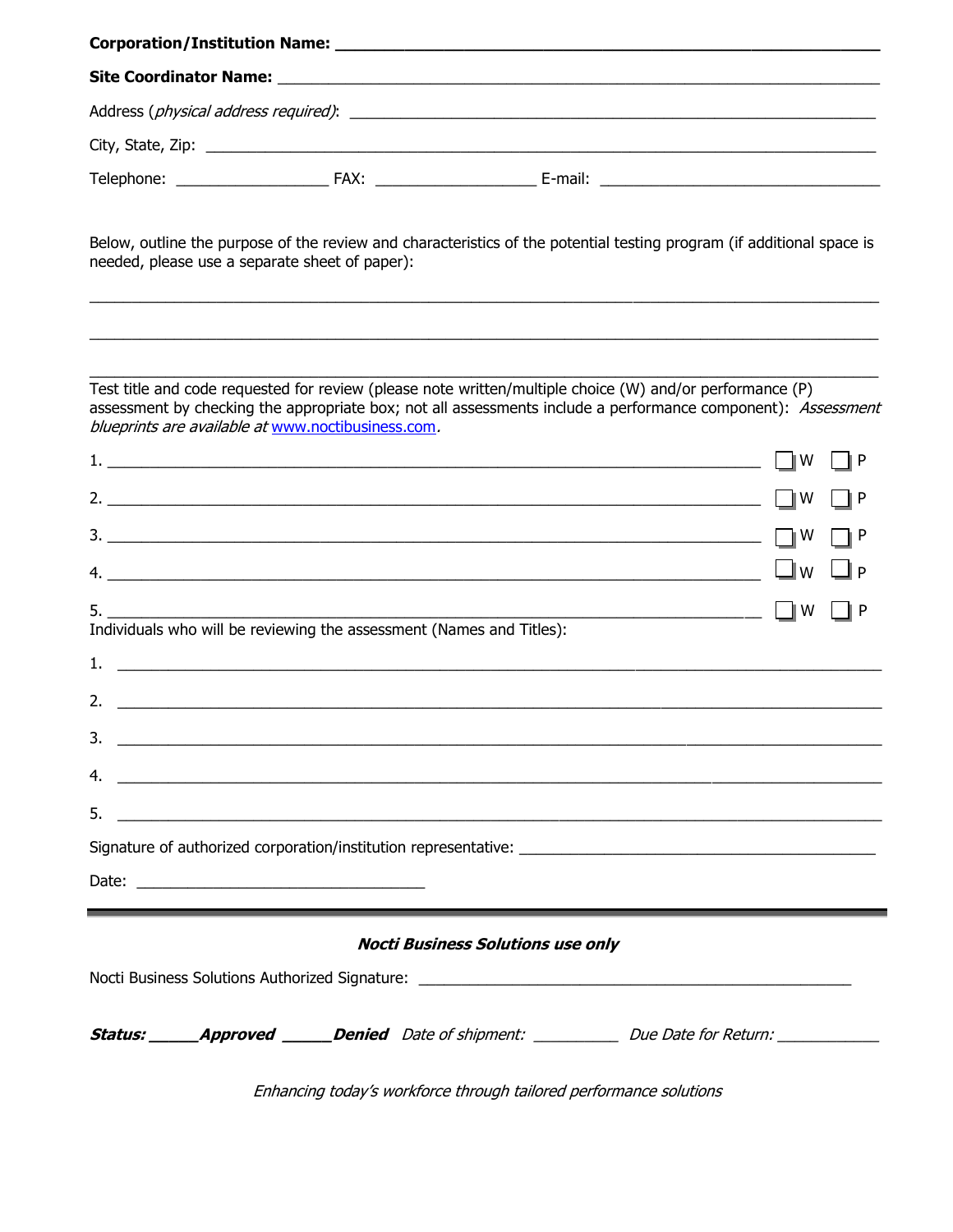**Corporation/Institution Name:** ___________________________________________________________

**Site Coordinator Name:** _______________________________________________________________

Address (*physical address required*): ___________________________________________________

City, State, Zip: ______________________________________________________________________

Telephone: _________________ FAX: __________________ E-mail: _______________________________

Below, outline the purpose of the review and characteristics of the potential testing program (if additional space is needed, please use a separate sheet of paper):

_______________________________________________________________________________________

_______________________________________________________________________________________

_______________________________________________________________________________________

Test title and code requested for review (please note written/multiple choice (W) and/or performance (P) assessment by checking the appropriate box; not all assessments include a performance component): *Assessment blueprints are available at* www.noctibusiness.com*.*

1. ______________________________________________________________________ ☐ W ☐ P
2. ______________________________________________________________________ ☐ W ☐ P
3. ______________________________________________________________________ ☐ W ☐ P
4. ______________________________________________________________________ ☐ W ☐ P
5. ______________________________________________________________________ ☐ W ☐ P

Individuals who will be reviewing the assessment (Names and Titles):

1. ______________________________________________________________________
2. ______________________________________________________________________
3. ______________________________________________________________________
4. ______________________________________________________________________
5. ______________________________________________________________________

Signature of authorized corporation/institution representative: ______________________________________

Date: ________________________________

---

***Nocti Business Solutions use only***

Nocti Business Solutions Authorized Signature: _______________________________________________

***Status:* _____*Approved* _____*Denied*** *Date of shipment:* __________ *Due Date for Return:* ____________

*Enhancing today's workforce through tailored performance solutions*